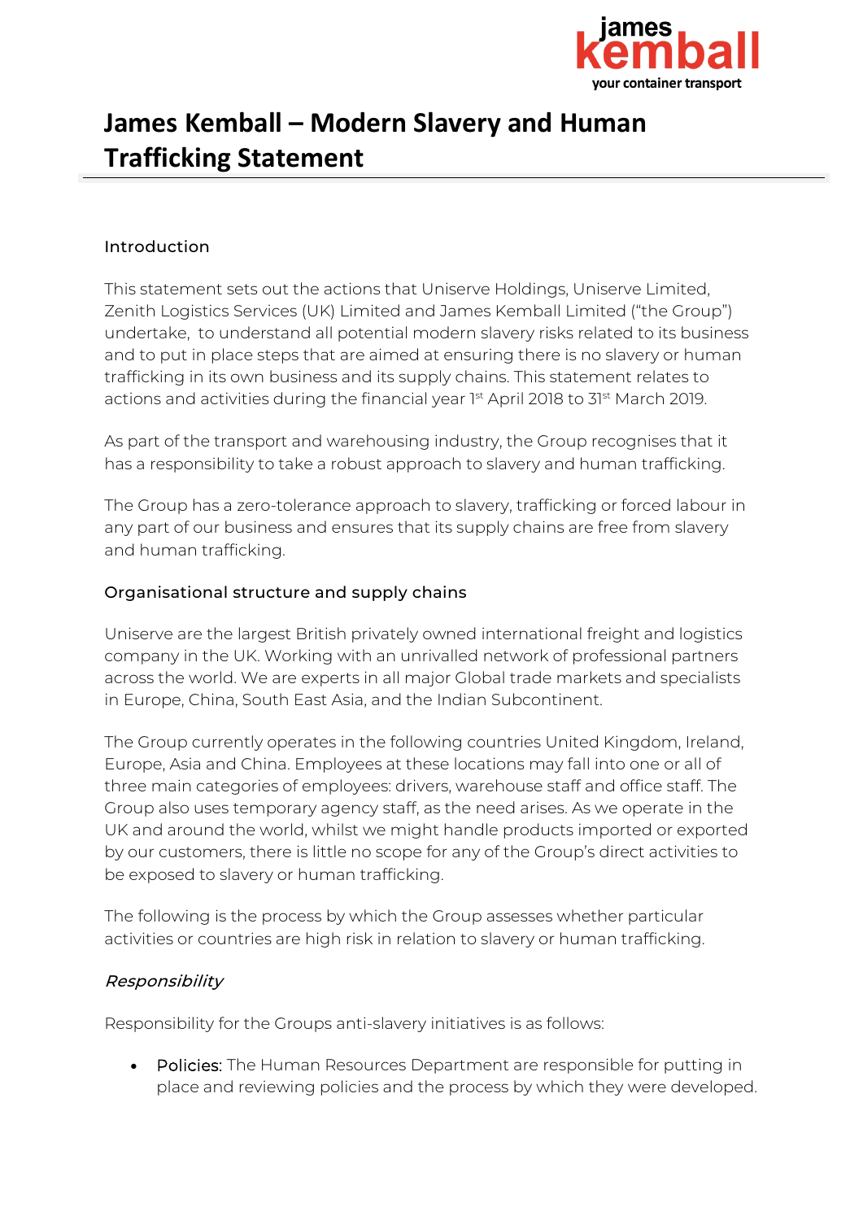# James Kemball – Modern Slavery and Human Trafficking Statement

## Introduction

This statement sets out the actions that Uniserve Holdings, Uniserve Limited, Zenith Logistics Services (UK) Limited and James Kemball Limited ("the Group") undertake, to understand all potential modern slavery risks related to its business and to put in place steps that are aimed at ensuring there is no slavery or human trafficking in its own business and its supply chains. This statement relates to actions and activities during the financial year 1st April 2018 to 31st March 2019.

As part of the transport and warehousing industry, the Group recognises that it has a responsibility to take a robust approach to slavery and human trafficking.

The Group has a zero-tolerance approach to slavery, trafficking or forced labour in any part of our business and ensures that its supply chains are free from slavery and human trafficking.

## Organisational structure and supply chains

Uniserve are the largest British privately owned international freight and logistics company in the UK. Working with an unrivalled network of professional partners across the world. We are experts in all major Global trade markets and specialists in Europe, China, South East Asia, and the Indian Subcontinent.

The Group currently operates in the following countries United Kingdom, Ireland, Europe, Asia and China. Employees at these locations may fall into one or all of three main categories of employees: drivers, warehouse staff and office staff. The Group also uses temporary agency staff, as the need arises. As we operate in the UK and around the world, whilst we might handle products imported or exported by our customers, there is little no scope for any of the Group's direct activities to be exposed to slavery or human trafficking.

The following is the process by which the Group assesses whether particular activities or countries are high risk in relation to slavery or human trafficking.

### *Responsibility*

Responsibility for the Groups anti-slavery initiatives is as follows:

- Policies: The Human Resources Department are responsible for putting in place and reviewing policies and the process by which they were developed.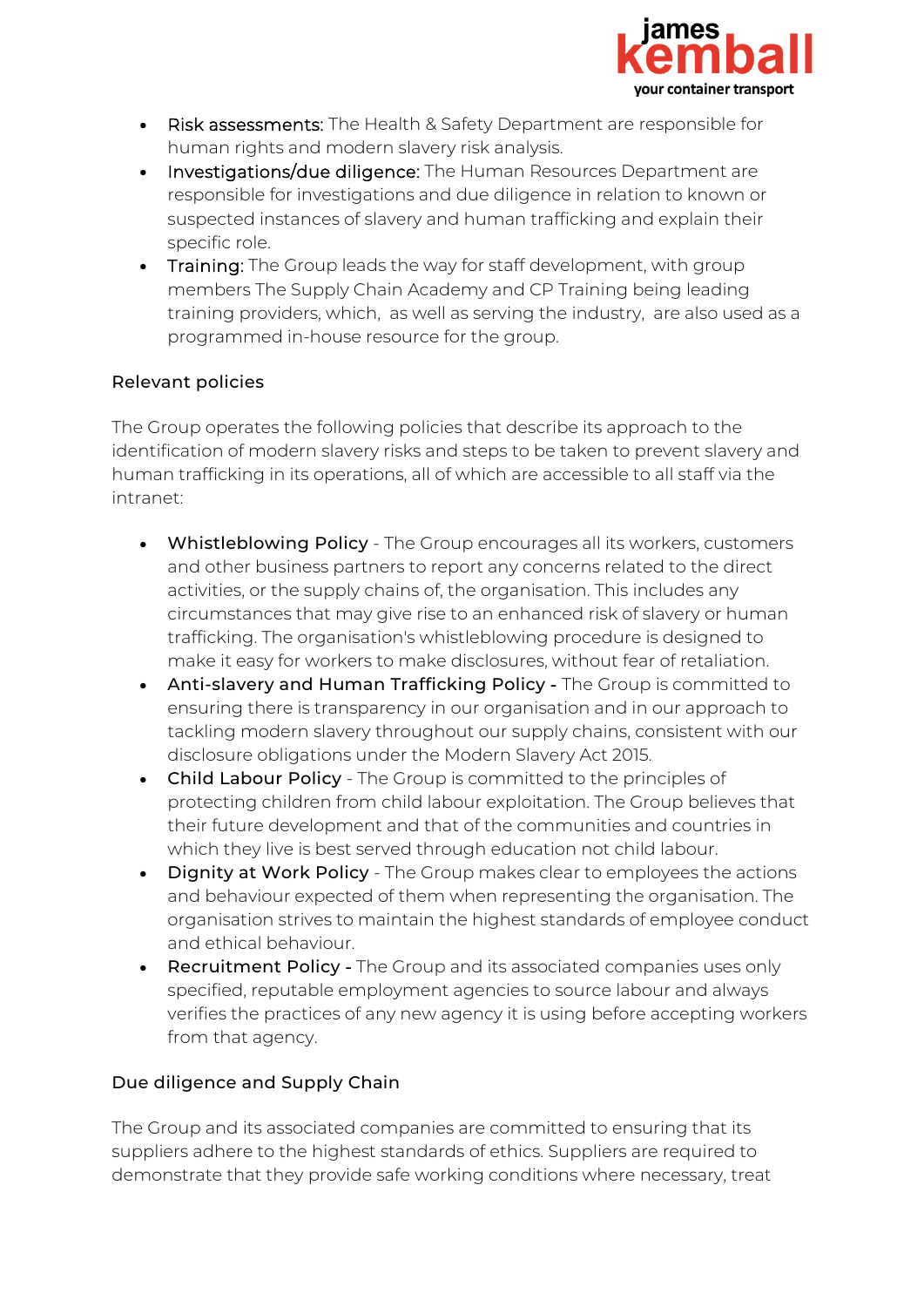- Risk assessments: The Health & Safety Department are responsible for human rights and modern slavery risk analysis.
- Investigations/due diligence: The Human Resources Department are responsible for investigations and due diligence in relation to known or suspected instances of slavery and human trafficking and explain their specific role.
- Training: The Group leads the way for staff development, with group members The Supply Chain Academy and CP Training being leading training providers, which, as well as serving the industry, are also used as a programmed in-house resource for the group.

## Relevant policies

The Group operates the following policies that describe its approach to the identification of modern slavery risks and steps to be taken to prevent slavery and human trafficking in its operations, all of which are accessible to all staff via the intranet:

- **Whistleblowing Policy** - The Group encourages all its workers, customers and other business partners to report any concerns related to the direct activities, or the supply chains of, the organisation. This includes any circumstances that may give rise to an enhanced risk of slavery or human trafficking. The organisation's whistleblowing procedure is designed to make it easy for workers to make disclosures, without fear of retaliation.
- **Anti-slavery and Human Trafficking Policy -** The Group is committed to ensuring there is transparency in our organisation and in our approach to tackling modern slavery throughout our supply chains, consistent with our disclosure obligations under the Modern Slavery Act 2015.
- **Child Labour Policy** - The Group is committed to the principles of protecting children from child labour exploitation. The Group believes that their future development and that of the communities and countries in which they live is best served through education not child labour.
- **Dignity at Work Policy** - The Group makes clear to employees the actions and behaviour expected of them when representing the organisation. The organisation strives to maintain the highest standards of employee conduct and ethical behaviour.
- **Recruitment Policy -** The Group and its associated companies uses only specified, reputable employment agencies to source labour and always verifies the practices of any new agency it is using before accepting workers from that agency.

## Due diligence and Supply Chain

The Group and its associated companies are committed to ensuring that its suppliers adhere to the highest standards of ethics. Suppliers are required to demonstrate that they provide safe working conditions where necessary, treat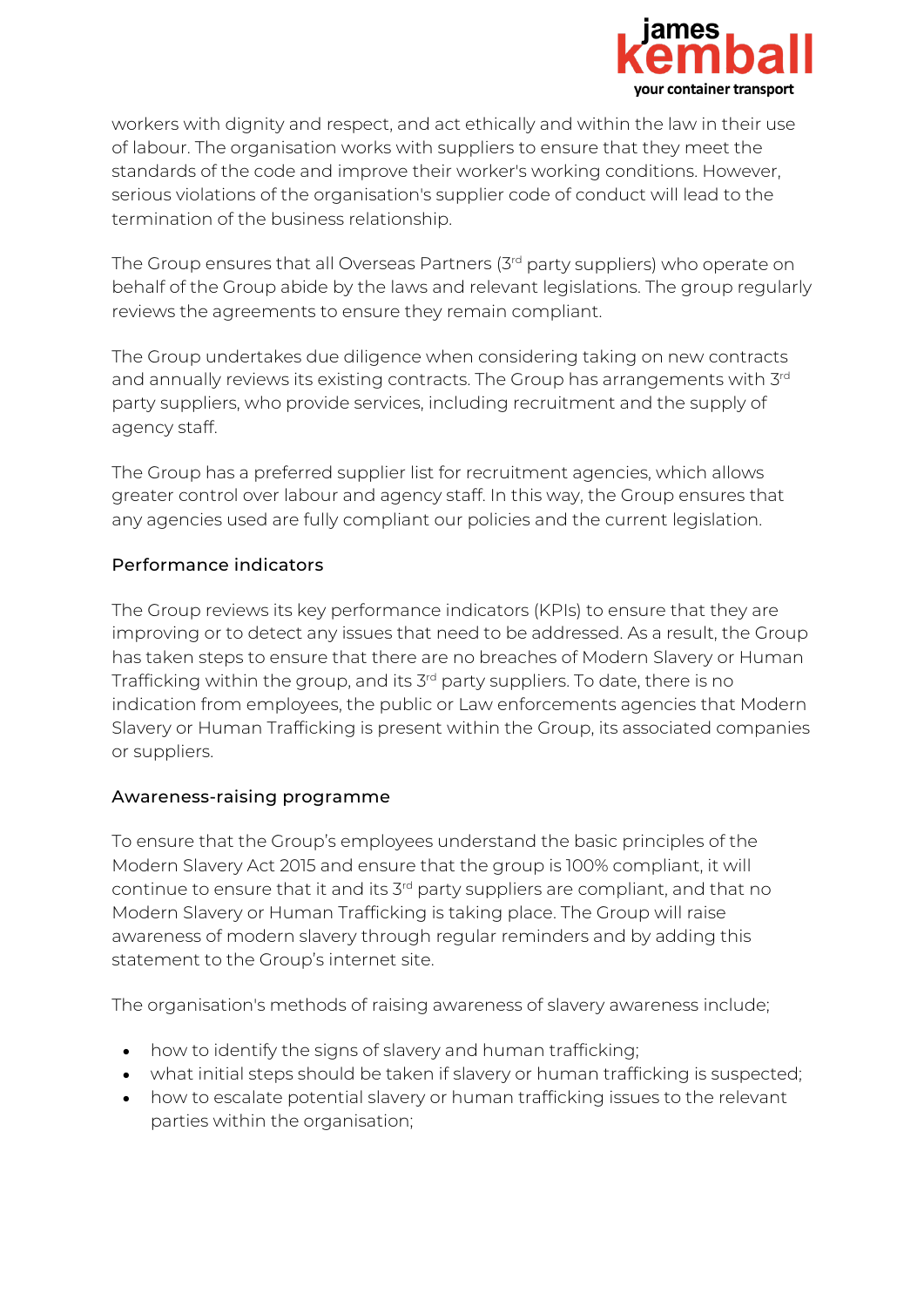workers with dignity and respect, and act ethically and within the law in their use of labour. The organisation works with suppliers to ensure that they meet the standards of the code and improve their worker's working conditions. However, serious violations of the organisation's supplier code of conduct will lead to the termination of the business relationship.

The Group ensures that all Overseas Partners (3rd party suppliers) who operate on behalf of the Group abide by the laws and relevant legislations. The group regularly reviews the agreements to ensure they remain compliant.

The Group undertakes due diligence when considering taking on new contracts and annually reviews its existing contracts. The Group has arrangements with 3rd party suppliers, who provide services, including recruitment and the supply of agency staff.

The Group has a preferred supplier list for recruitment agencies, which allows greater control over labour and agency staff. In this way, the Group ensures that any agencies used are fully compliant our policies and the current legislation.

## Performance indicators

The Group reviews its key performance indicators (KPIs) to ensure that they are improving or to detect any issues that need to be addressed. As a result, the Group has taken steps to ensure that there are no breaches of Modern Slavery or Human Trafficking within the group, and its 3rd party suppliers. To date, there is no indication from employees, the public or Law enforcements agencies that Modern Slavery or Human Trafficking is present within the Group, its associated companies or suppliers.

## Awareness-raising programme

To ensure that the Group's employees understand the basic principles of the Modern Slavery Act 2015 and ensure that the group is 100% compliant, it will continue to ensure that it and its 3rd party suppliers are compliant, and that no Modern Slavery or Human Trafficking is taking place. The Group will raise awareness of modern slavery through regular reminders and by adding this statement to the Group's internet site.

The organisation's methods of raising awareness of slavery awareness include;

- how to identify the signs of slavery and human trafficking;
- what initial steps should be taken if slavery or human trafficking is suspected;
- how to escalate potential slavery or human trafficking issues to the relevant parties within the organisation;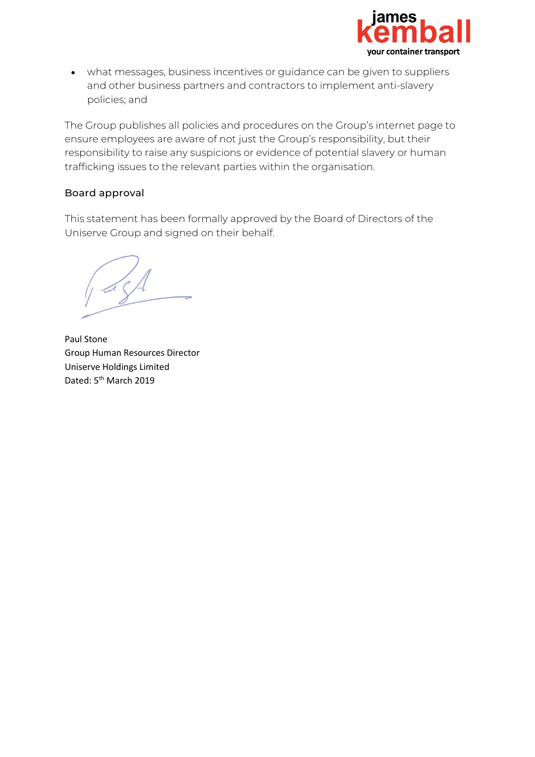- what messages, business incentives or guidance can be given to suppliers and other business partners and contractors to implement anti-slavery policies; and

The Group publishes all policies and procedures on the Group's internet page to ensure employees are aware of not just the Group's responsibility, but their responsibility to raise any suspicions or evidence of potential slavery or human trafficking issues to the relevant parties within the organisation.

## Board approval

This statement has been formally approved by the Board of Directors of the Uniserve Group and signed on their behalf.

Paul Stone
Group Human Resources Director
Uniserve Holdings Limited
Dated: 5th March 2019